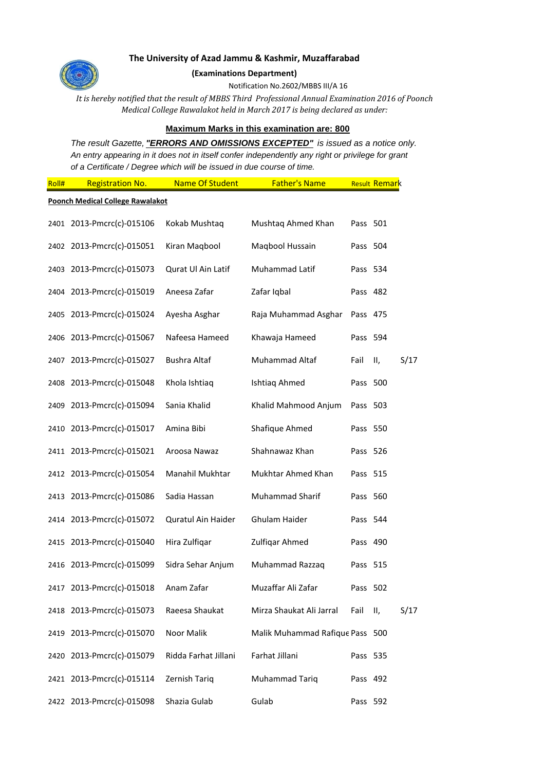# The University of Azad Jammu & Kashmir, Muzaffarabad

**(Examinations Department)**

Notification No.2602/MBBS III/A 16

*It is hereby notified that the result of MBBS Third Professional Annual Examination 2016 of Poonch Medical College Rawalakot held in March 2017 is being declared as under:*

**Maximum Marks in this examination are: 800**

*The result Gazette, **"ERRORS AND OMISSIONS EXCEPTED"** is issued as a notice only. An entry appearing in it does not in itself confer independently any right or privilege for grant of a Certificate / Degree which will be issued in due course of time.*

| Roll# | Registration No. | Name Of Student | Father's Name | Result | Remark | |
|---|---|---|---|---|---|---|
| **Poonch Medical College Rawalakot** | | | | | | |
| 2401 | 2013-Pmcrc(c)-015106 | Kokab Mushtaq | Mushtaq Ahmed Khan | Pass | 501 | |
| 2402 | 2013-Pmcrc(c)-015051 | Kiran Maqbool | Maqbool Hussain | Pass | 504 | |
| 2403 | 2013-Pmcrc(c)-015073 | Qurat Ul Ain Latif | Muhammad Latif | Pass | 534 | |
| 2404 | 2013-Pmcrc(c)-015019 | Aneesa Zafar | Zafar Iqbal | Pass | 482 | |
| 2405 | 2013-Pmcrc(c)-015024 | Ayesha Asghar | Raja Muhammad Asghar | Pass | 475 | |
| 2406 | 2013-Pmcrc(c)-015067 | Nafeesa Hameed | Khawaja Hameed | Pass | 594 | |
| 2407 | 2013-Pmcrc(c)-015027 | Bushra Altaf | Muhammad Altaf | Fail | II, | S/17 |
| 2408 | 2013-Pmcrc(c)-015048 | Khola Ishtiaq | Ishtiaq Ahmed | Pass | 500 | |
| 2409 | 2013-Pmcrc(c)-015094 | Sania Khalid | Khalid Mahmood Anjum | Pass | 503 | |
| 2410 | 2013-Pmcrc(c)-015017 | Amina Bibi | Shafique Ahmed | Pass | 550 | |
| 2411 | 2013-Pmcrc(c)-015021 | Aroosa Nawaz | Shahnawaz Khan | Pass | 526 | |
| 2412 | 2013-Pmcrc(c)-015054 | Manahil Mukhtar | Mukhtar Ahmed Khan | Pass | 515 | |
| 2413 | 2013-Pmcrc(c)-015086 | Sadia Hassan | Muhammad Sharif | Pass | 560 | |
| 2414 | 2013-Pmcrc(c)-015072 | Quratul Ain Haider | Ghulam Haider | Pass | 544 | |
| 2415 | 2013-Pmcrc(c)-015040 | Hira Zulfiqar | Zulfiqar Ahmed | Pass | 490 | |
| 2416 | 2013-Pmcrc(c)-015099 | Sidra Sehar Anjum | Muhammad Razzaq | Pass | 515 | |
| 2417 | 2013-Pmcrc(c)-015018 | Anam Zafar | Muzaffar Ali Zafar | Pass | 502 | |
| 2418 | 2013-Pmcrc(c)-015073 | Raeesa Shaukat | Mirza Shaukat Ali Jarral | Fail | II, | S/17 |
| 2419 | 2013-Pmcrc(c)-015070 | Noor Malik | Malik Muhammad Rafique | Pass | 500 | |
| 2420 | 2013-Pmcrc(c)-015079 | Ridda Farhat Jillani | Farhat Jillani | Pass | 535 | |
| 2421 | 2013-Pmcrc(c)-015114 | Zernish Tariq | Muhammad Tariq | Pass | 492 | |
| 2422 | 2013-Pmcrc(c)-015098 | Shazia Gulab | Gulab | Pass | 592 | |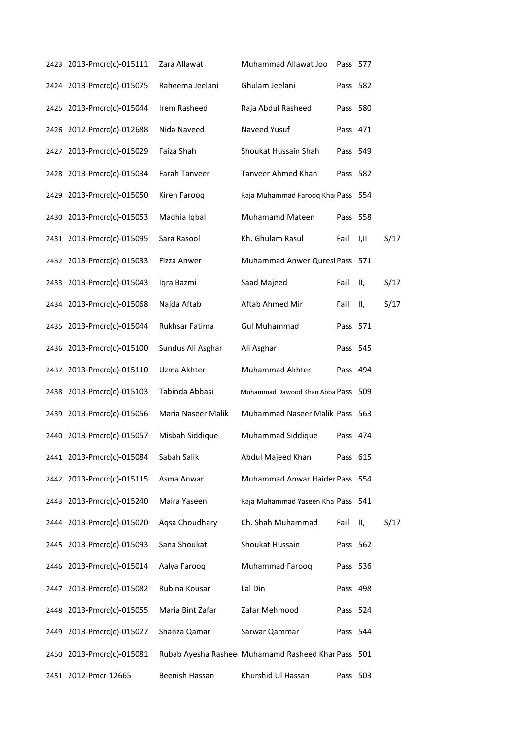| | | | | | | |
|---|---|---|---|---|---|---|
| 2423 | 2013-Pmcrc(c)-015111 | Zara Allawat | Muhammad Allawat Joo | Pass | 577 | |
| 2424 | 2013-Pmcrc(c)-015075 | Raheema Jeelani | Ghulam Jeelani | Pass | 582 | |
| 2425 | 2013-Pmcrc(c)-015044 | Irem Rasheed | Raja Abdul Rasheed | Pass | 580 | |
| 2426 | 2012-Pmcrc(c)-012688 | Nida Naveed | Naveed Yusuf | Pass | 471 | |
| 2427 | 2013-Pmcrc(c)-015029 | Faiza Shah | Shoukat Hussain Shah | Pass | 549 | |
| 2428 | 2013-Pmcrc(c)-015034 | Farah Tanveer | Tanveer Ahmed Khan | Pass | 582 | |
| 2429 | 2013-Pmcrc(c)-015050 | Kiren Farooq | Raja Muhammad Farooq Kha | Pass | 554 | |
| 2430 | 2013-Pmcrc(c)-015053 | Madhia Iqbal | Muhamamd Mateen | Pass | 558 | |
| 2431 | 2013-Pmcrc(c)-015095 | Sara Rasool | Kh. Ghulam Rasul | Fail | I,II | S/17 |
| 2432 | 2013-Pmcrc(c)-015033 | Fizza Anwer | Muhammad Anwer Quresl | Pass | 571 | |
| 2433 | 2013-Pmcrc(c)-015043 | Iqra Bazmi | Saad Majeed | Fail | II, | S/17 |
| 2434 | 2013-Pmcrc(c)-015068 | Najda Aftab | Aftab Ahmed Mir | Fail | II, | S/17 |
| 2435 | 2013-Pmcrc(c)-015044 | Rukhsar Fatima | Gul Muhammad | Pass | 571 | |
| 2436 | 2013-Pmcrc(c)-015100 | Sundus Ali Asghar | Ali Asghar | Pass | 545 | |
| 2437 | 2013-Pmcrc(c)-015110 | Uzma Akhter | Muhammad Akhter | Pass | 494 | |
| 2438 | 2013-Pmcrc(c)-015103 | Tabinda Abbasi | Muhammad Dawood Khan Abba | Pass | 509 | |
| 2439 | 2013-Pmcrc(c)-015056 | Maria Naseer Malik | Muhammad Naseer Malik | Pass | 563 | |
| 2440 | 2013-Pmcrc(c)-015057 | Misbah Siddique | Muhammad Siddique | Pass | 474 | |
| 2441 | 2013-Pmcrc(c)-015084 | Sabah Salik | Abdul Majeed Khan | Pass | 615 | |
| 2442 | 2013-Pmcrc(c)-015115 | Asma Anwar | Muhammad Anwar Haider | Pass | 554 | |
| 2443 | 2013-Pmcrc(c)-015240 | Maira Yaseen | Raja Muhammad Yaseen Kha | Pass | 541 | |
| 2444 | 2013-Pmcrc(c)-015020 | Aqsa Choudhary | Ch. Shah Muhammad | Fail | II, | S/17 |
| 2445 | 2013-Pmcrc(c)-015093 | Sana Shoukat | Shoukat Hussain | Pass | 562 | |
| 2446 | 2013-Pmcrc(c)-015014 | Aalya Farooq | Muhammad Farooq | Pass | 536 | |
| 2447 | 2013-Pmcrc(c)-015082 | Rubina Kousar | Lal Din | Pass | 498 | |
| 2448 | 2013-Pmcrc(c)-015055 | Maria Bint Zafar | Zafar Mehmood | Pass | 524 | |
| 2449 | 2013-Pmcrc(c)-015027 | Shanza Qamar | Sarwar Qammar | Pass | 544 | |
| 2450 | 2013-Pmcrc(c)-015081 | Rubab Ayesha Rashee | Muhamamd Rasheed Khar | Pass | 501 | |
| 2451 | 2012-Pmcr-12665 | Beenish Hassan | Khurshid Ul Hassan | Pass | 503 | |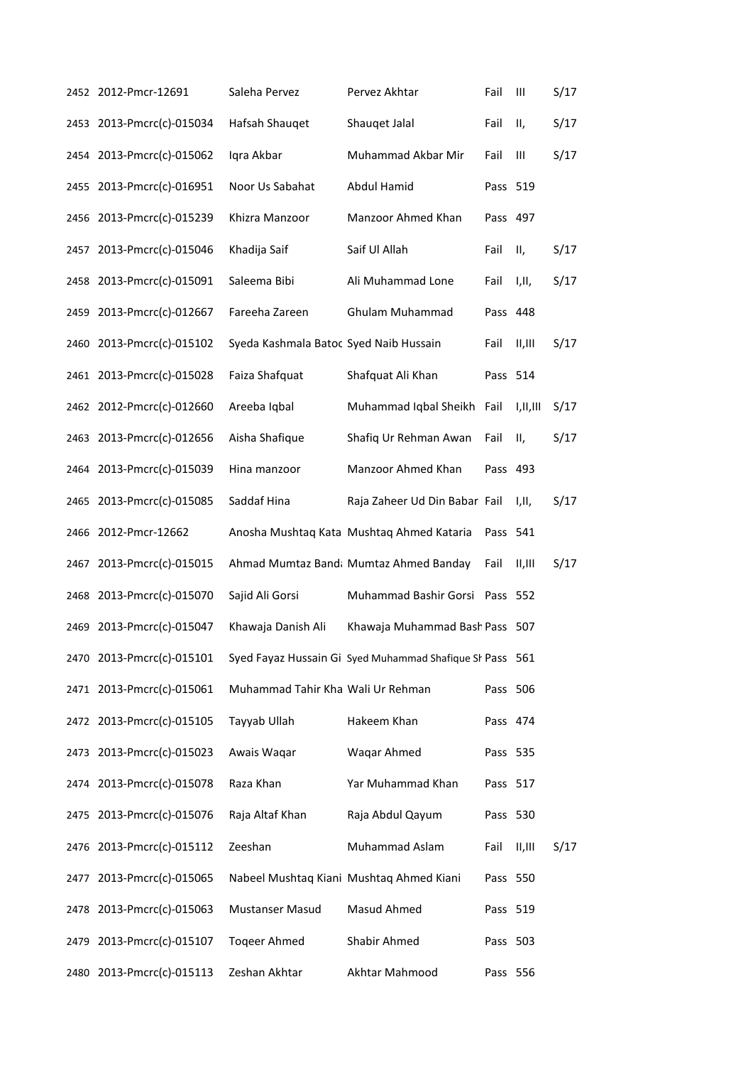| | | | | | | |
|---|---|---|---|---|---|---|
| 2452 | 2012-Pmcr-12691 | Saleha Pervez | Pervez Akhtar | Fail | III | S/17 |
| 2453 | 2013-Pmcrc(c)-015034 | Hafsah Shauqet | Shauqet Jalal | Fail | II, | S/17 |
| 2454 | 2013-Pmcrc(c)-015062 | Iqra Akbar | Muhammad Akbar Mir | Fail | III | S/17 |
| 2455 | 2013-Pmcrc(c)-016951 | Noor Us Sabahat | Abdul Hamid | Pass | 519 | |
| 2456 | 2013-Pmcrc(c)-015239 | Khizra Manzoor | Manzoor Ahmed Khan | Pass | 497 | |
| 2457 | 2013-Pmcrc(c)-015046 | Khadija Saif | Saif Ul Allah | Fail | II, | S/17 |
| 2458 | 2013-Pmcrc(c)-015091 | Saleema Bibi | Ali Muhammad Lone | Fail | I,II, | S/17 |
| 2459 | 2013-Pmcrc(c)-012667 | Fareeha Zareen | Ghulam Muhammad | Pass | 448 | |
| 2460 | 2013-Pmcrc(c)-015102 | Syeda Kashmala Batoc | Syed Naib Hussain | Fail | II,III | S/17 |
| 2461 | 2013-Pmcrc(c)-015028 | Faiza Shafquat | Shafquat Ali Khan | Pass | 514 | |
| 2462 | 2012-Pmcrc(c)-012660 | Areeba Iqbal | Muhammad Iqbal Sheikh | Fail | I,II,III | S/17 |
| 2463 | 2013-Pmcrc(c)-012656 | Aisha Shafique | Shafiq Ur Rehman Awan | Fail | II, | S/17 |
| 2464 | 2013-Pmcrc(c)-015039 | Hina manzoor | Manzoor Ahmed Khan | Pass | 493 | |
| 2465 | 2013-Pmcrc(c)-015085 | Saddaf Hina | Raja Zaheer Ud Din Babar | Fail | I,II, | S/17 |
| 2466 | 2012-Pmcr-12662 | Anosha Mushtaq Kata | Mushtaq Ahmed Kataria | Pass | 541 | |
| 2467 | 2013-Pmcrc(c)-015015 | Ahmad Mumtaz Band | Mumtaz Ahmed Banday | Fail | II,III | S/17 |
| 2468 | 2013-Pmcrc(c)-015070 | Sajid Ali Gorsi | Muhammad Bashir Gorsi | Pass | 552 | |
| 2469 | 2013-Pmcrc(c)-015047 | Khawaja Danish Ali | Khawaja Muhammad Bash | Pass | 507 | |
| 2470 | 2013-Pmcrc(c)-015101 | Syed Fayaz Hussain Gi | Syed Muhammad Shafique Sh | Pass | 561 | |
| 2471 | 2013-Pmcrc(c)-015061 | Muhammad Tahir Kha | Wali Ur Rehman | Pass | 506 | |
| 2472 | 2013-Pmcrc(c)-015105 | Tayyab Ullah | Hakeem Khan | Pass | 474 | |
| 2473 | 2013-Pmcrc(c)-015023 | Awais Waqar | Waqar Ahmed | Pass | 535 | |
| 2474 | 2013-Pmcrc(c)-015078 | Raza Khan | Yar Muhammad Khan | Pass | 517 | |
| 2475 | 2013-Pmcrc(c)-015076 | Raja Altaf Khan | Raja Abdul Qayum | Pass | 530 | |
| 2476 | 2013-Pmcrc(c)-015112 | Zeeshan | Muhammad Aslam | Fail | II,III | S/17 |
| 2477 | 2013-Pmcrc(c)-015065 | Nabeel Mushtaq Kiani | Mushtaq Ahmed Kiani | Pass | 550 | |
| 2478 | 2013-Pmcrc(c)-015063 | Mustanser Masud | Masud Ahmed | Pass | 519 | |
| 2479 | 2013-Pmcrc(c)-015107 | Toqeer Ahmed | Shabir Ahmed | Pass | 503 | |
| 2480 | 2013-Pmcrc(c)-015113 | Zeshan Akhtar | Akhtar Mahmood | Pass | 556 | |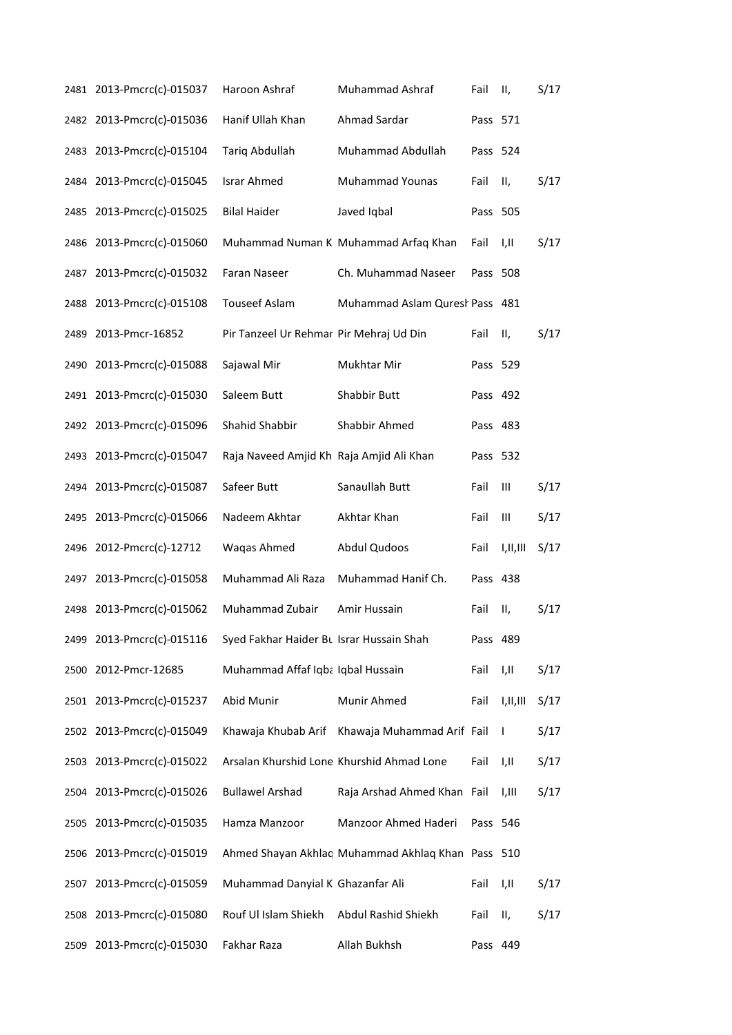| | | | | | | |
|---|---|---|---|---|---|---|
| 2481 | 2013-Pmcrc(c)-015037 | Haroon Ashraf | Muhammad Ashraf | Fail | II, | S/17 |
| 2482 | 2013-Pmcrc(c)-015036 | Hanif Ullah Khan | Ahmad Sardar | Pass | 571 | |
| 2483 | 2013-Pmcrc(c)-015104 | Tariq Abdullah | Muhammad Abdullah | Pass | 524 | |
| 2484 | 2013-Pmcrc(c)-015045 | Israr Ahmed | Muhammad Younas | Fail | II, | S/17 |
| 2485 | 2013-Pmcrc(c)-015025 | Bilal Haider | Javed Iqbal | Pass | 505 | |
| 2486 | 2013-Pmcrc(c)-015060 | Muhammad Numan K | Muhammad Arfaq Khan | Fail | I,II | S/17 |
| 2487 | 2013-Pmcrc(c)-015032 | Faran Naseer | Ch. Muhammad Naseer | Pass | 508 | |
| 2488 | 2013-Pmcrc(c)-015108 | Touseef Aslam | Muhammad Aslam Quresh | Pass | 481 | |
| 2489 | 2013-Pmcr-16852 | Pir Tanzeel Ur Rehmar | Pir Mehraj Ud Din | Fail | II, | S/17 |
| 2490 | 2013-Pmcrc(c)-015088 | Sajawal Mir | Mukhtar Mir | Pass | 529 | |
| 2491 | 2013-Pmcrc(c)-015030 | Saleem Butt | Shabbir Butt | Pass | 492 | |
| 2492 | 2013-Pmcrc(c)-015096 | Shahid Shabbir | Shabbir Ahmed | Pass | 483 | |
| 2493 | 2013-Pmcrc(c)-015047 | Raja Naveed Amjid Kh | Raja Amjid Ali Khan | Pass | 532 | |
| 2494 | 2013-Pmcrc(c)-015087 | Safeer Butt | Sanaullah Butt | Fail | III | S/17 |
| 2495 | 2013-Pmcrc(c)-015066 | Nadeem Akhtar | Akhtar Khan | Fail | III | S/17 |
| 2496 | 2012-Pmcrc(c)-12712 | Waqas Ahmed | Abdul Qudoos | Fail | I,II,III | S/17 |
| 2497 | 2013-Pmcrc(c)-015058 | Muhammad Ali Raza | Muhammad Hanif Ch. | Pass | 438 | |
| 2498 | 2013-Pmcrc(c)-015062 | Muhammad Zubair | Amir Hussain | Fail | II, | S/17 |
| 2499 | 2013-Pmcrc(c)-015116 | Syed Fakhar Haider Bu | Israr Hussain Shah | Pass | 489 | |
| 2500 | 2012-Pmcr-12685 | Muhammad Affaf Iqba | Iqbal Hussain | Fail | I,II | S/17 |
| 2501 | 2013-Pmcrc(c)-015237 | Abid Munir | Munir Ahmed | Fail | I,II,III | S/17 |
| 2502 | 2013-Pmcrc(c)-015049 | Khawaja Khubab Arif | Khawaja Muhammad Arif | Fail | I | S/17 |
| 2503 | 2013-Pmcrc(c)-015022 | Arsalan Khurshid Lone | Khurshid Ahmad Lone | Fail | I,II | S/17 |
| 2504 | 2013-Pmcrc(c)-015026 | Bullawel Arshad | Raja Arshad Ahmed Khan | Fail | I,III | S/17 |
| 2505 | 2013-Pmcrc(c)-015035 | Hamza Manzoor | Manzoor Ahmed Haderi | Pass | 546 | |
| 2506 | 2013-Pmcrc(c)-015019 | Ahmed Shayan Akhlaq | Muhammad Akhlaq Khan | Pass | 510 | |
| 2507 | 2013-Pmcrc(c)-015059 | Muhammad Danyial K | Ghazanfar Ali | Fail | I,II | S/17 |
| 2508 | 2013-Pmcrc(c)-015080 | Rouf Ul Islam Shiekh | Abdul Rashid Shiekh | Fail | II, | S/17 |
| 2509 | 2013-Pmcrc(c)-015030 | Fakhar Raza | Allah Bukhsh | Pass | 449 | |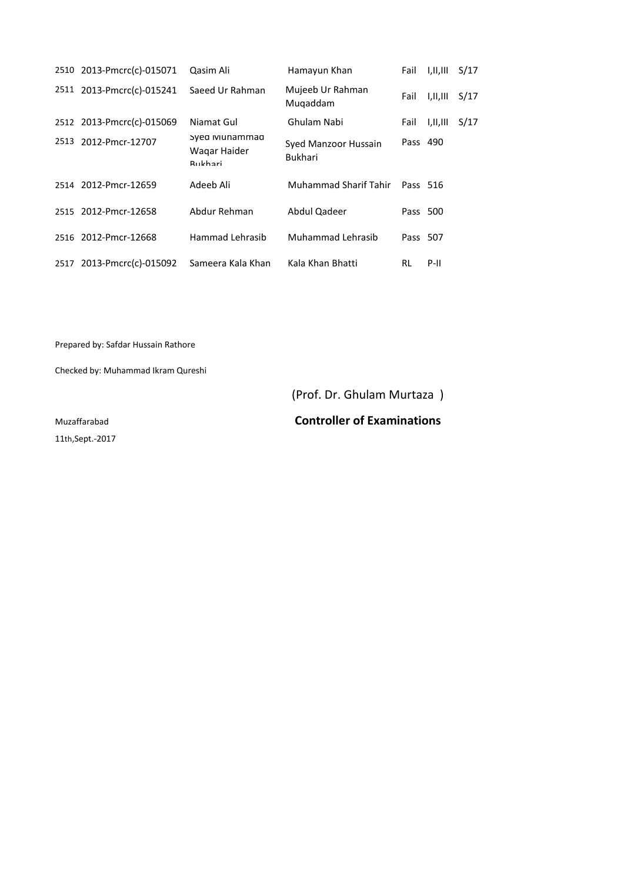| | | | | | | |
|---|---|---|---|---|---|---|
| 2510 | 2013-Pmcrc(c)-015071 | Qasim Ali | Hamayun Khan | Fail | I,II,III | S/17 |
| 2511 | 2013-Pmcrc(c)-015241 | Saeed Ur Rahman | Mujeeb Ur Rahman Muqaddam | Fail | I,II,III | S/17 |
| 2512 | 2013-Pmcrc(c)-015069 | Niamat Gul | Ghulam Nabi | Fail | I,II,III | S/17 |
| 2513 | 2012-Pmcr-12707 | Syed Muhammad Waqar Haider Bukhari | Syed Manzoor Hussain Bukhari | Pass | 490 | |
| 2514 | 2012-Pmcr-12659 | Adeeb Ali | Muhammad Sharif Tahir | Pass | 516 | |
| 2515 | 2012-Pmcr-12658 | Abdur Rehman | Abdul Qadeer | Pass | 500 | |
| 2516 | 2012-Pmcr-12668 | Hammad Lehrasib | Muhammad Lehrasib | Pass | 507 | |
| 2517 | 2013-Pmcrc(c)-015092 | Sameera Kala Khan | Kala Khan Bhatti | RL | P-II | |

Prepared by: Safdar Hussain Rathore

Checked by: Muhammad Ikram Qureshi

(Prof. Dr. Ghulam Murtaza )

**Controller of Examinations**

Muzaffarabad

11th,Sept.-2017